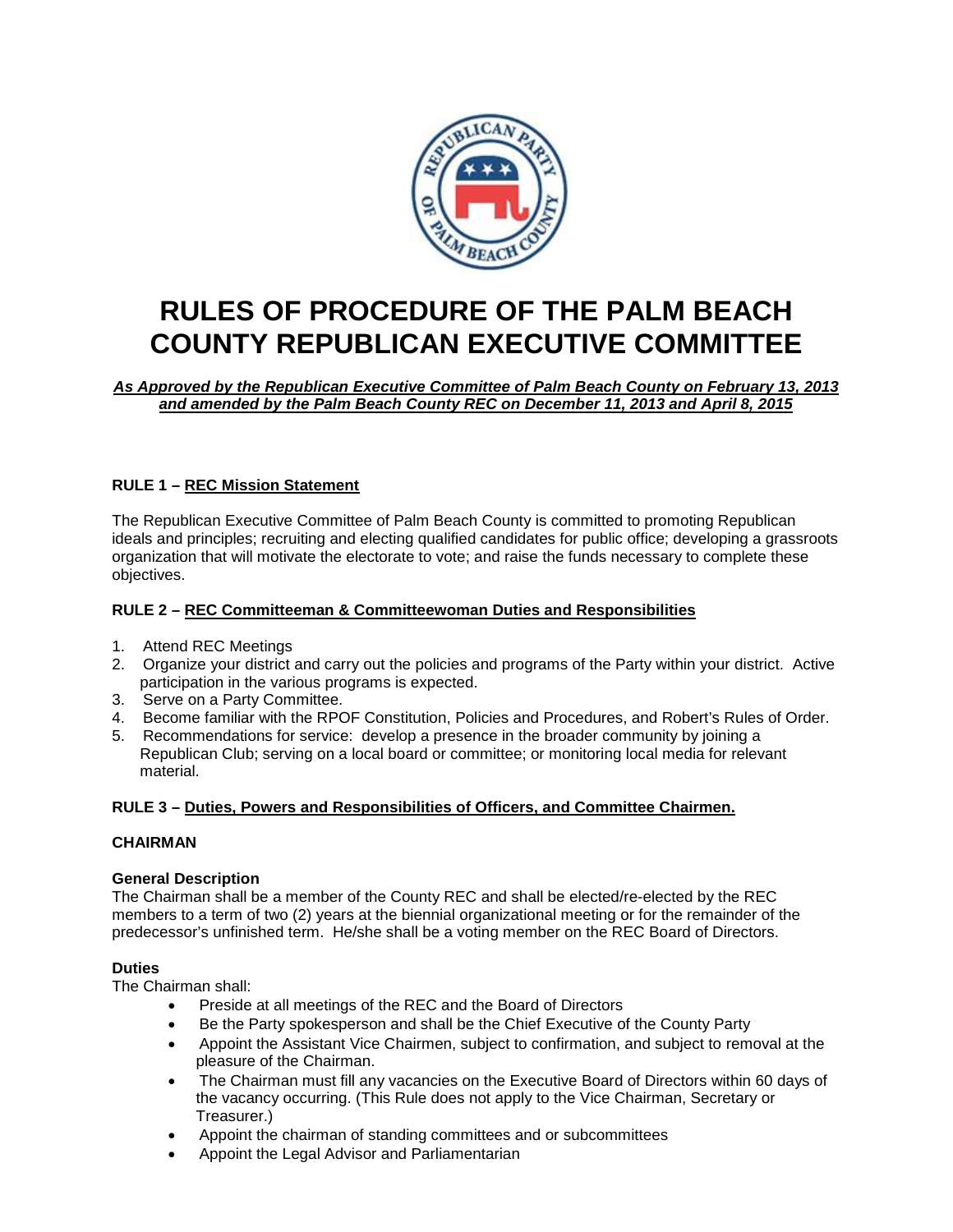# RULES OF PROCEDURE OF THE PALM BEACH COUNTY REPUBLICAN EXECUTIVE COMMITTEE

***As Approved by the Republican Executive Committee of Palm Beach County on February 13, 2013 and amended by the Palm Beach County REC on December 11, 2013 and April 8, 2015***

### RULE 1 – REC Mission Statement

The Republican Executive Committee of Palm Beach County is committed to promoting Republican ideals and principles; recruiting and electing qualified candidates for public office; developing a grassroots organization that will motivate the electorate to vote; and raise the funds necessary to complete these objectives.

### RULE 2 – REC Committeeman & Committeewoman Duties and Responsibilities

1. Attend REC Meetings
2. Organize your district and carry out the policies and programs of the Party within your district. Active participation in the various programs is expected.
3. Serve on a Party Committee.
4. Become familiar with the RPOF Constitution, Policies and Procedures, and Robert's Rules of Order.
5. Recommendations for service: develop a presence in the broader community by joining a Republican Club; serving on a local board or committee; or monitoring local media for relevant material.

### RULE 3 – Duties, Powers and Responsibilities of Officers, and Committee Chairmen.

#### CHAIRMAN

**General Description**
The Chairman shall be a member of the County REC and shall be elected/re-elected by the REC members to a term of two (2) years at the biennial organizational meeting or for the remainder of the predecessor's unfinished term. He/she shall be a voting member on the REC Board of Directors.

**Duties**
The Chairman shall:

- Preside at all meetings of the REC and the Board of Directors
- Be the Party spokesperson and shall be the Chief Executive of the County Party
- Appoint the Assistant Vice Chairmen, subject to confirmation, and subject to removal at the pleasure of the Chairman.
- The Chairman must fill any vacancies on the Executive Board of Directors within 60 days of the vacancy occurring. (This Rule does not apply to the Vice Chairman, Secretary or Treasurer.)
- Appoint the chairman of standing committees and or subcommittees
- Appoint the Legal Advisor and Parliamentarian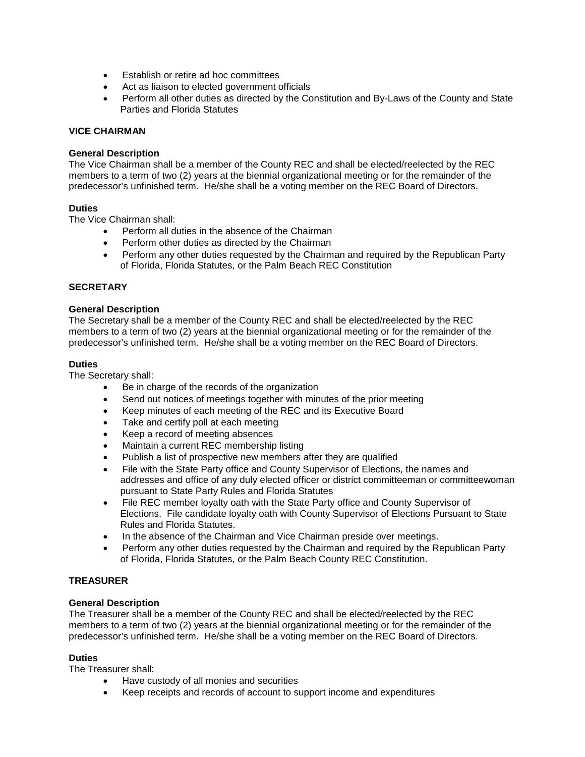- Establish or retire ad hoc committees
- Act as liaison to elected government officials
- Perform all other duties as directed by the Constitution and By-Laws of the County and State Parties and Florida Statutes

**VICE CHAIRMAN**

**General Description**
The Vice Chairman shall be a member of the County REC and shall be elected/reelected by the REC members to a term of two (2) years at the biennial organizational meeting or for the remainder of the predecessor's unfinished term. He/she shall be a voting member on the REC Board of Directors.

**Duties**
The Vice Chairman shall:

- Perform all duties in the absence of the Chairman
- Perform other duties as directed by the Chairman
- Perform any other duties requested by the Chairman and required by the Republican Party of Florida, Florida Statutes, or the Palm Beach REC Constitution

**SECRETARY**

**General Description**
The Secretary shall be a member of the County REC and shall be elected/reelected by the REC members to a term of two (2) years at the biennial organizational meeting or for the remainder of the predecessor's unfinished term. He/she shall be a voting member on the REC Board of Directors.

**Duties**
The Secretary shall:

- Be in charge of the records of the organization
- Send out notices of meetings together with minutes of the prior meeting
- Keep minutes of each meeting of the REC and its Executive Board
- Take and certify poll at each meeting
- Keep a record of meeting absences
- Maintain a current REC membership listing
- Publish a list of prospective new members after they are qualified
- File with the State Party office and County Supervisor of Elections, the names and addresses and office of any duly elected officer or district committeeman or committeewoman pursuant to State Party Rules and Florida Statutes
- File REC member loyalty oath with the State Party office and County Supervisor of Elections. File candidate loyalty oath with County Supervisor of Elections Pursuant to State Rules and Florida Statutes.
- In the absence of the Chairman and Vice Chairman preside over meetings.
- Perform any other duties requested by the Chairman and required by the Republican Party of Florida, Florida Statutes, or the Palm Beach County REC Constitution.

**TREASURER**

**General Description**
The Treasurer shall be a member of the County REC and shall be elected/reelected by the REC members to a term of two (2) years at the biennial organizational meeting or for the remainder of the predecessor's unfinished term. He/she shall be a voting member on the REC Board of Directors.

**Duties**
The Treasurer shall:

- Have custody of all monies and securities
- Keep receipts and records of account to support income and expenditures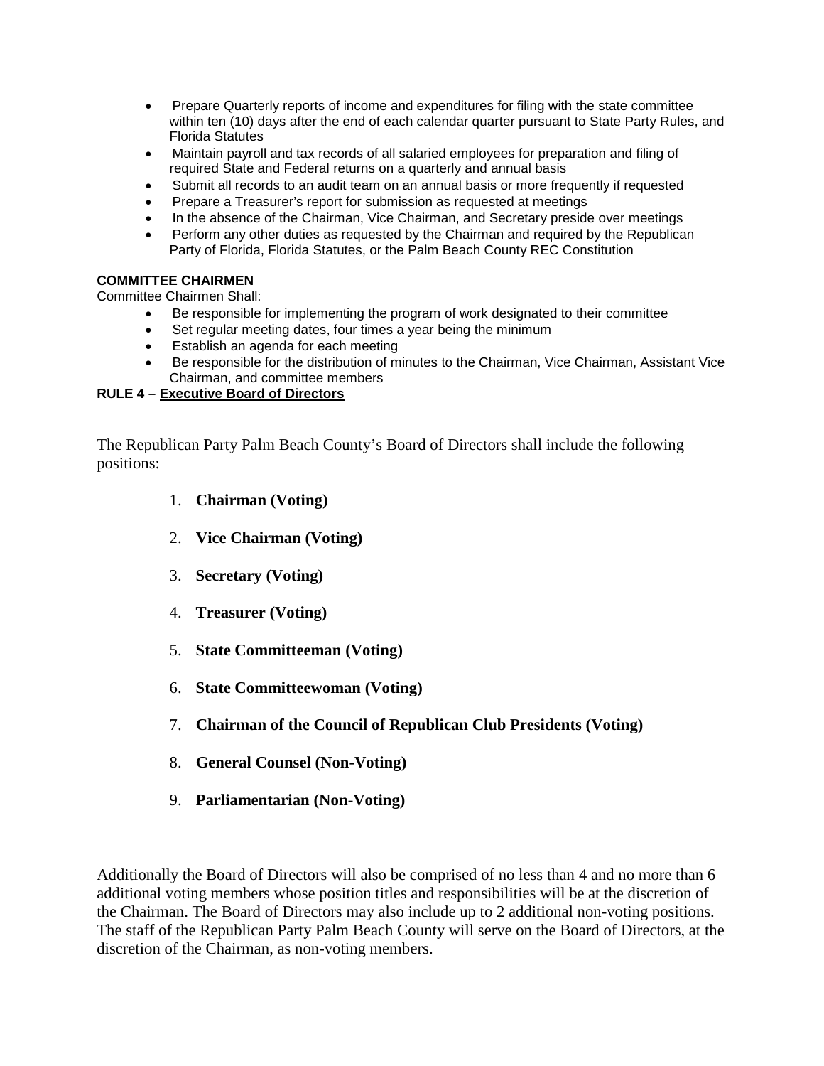- Prepare Quarterly reports of income and expenditures for filing with the state committee within ten (10) days after the end of each calendar quarter pursuant to State Party Rules, and Florida Statutes
- Maintain payroll and tax records of all salaried employees for preparation and filing of required State and Federal returns on a quarterly and annual basis
- Submit all records to an audit team on an annual basis or more frequently if requested
- Prepare a Treasurer's report for submission as requested at meetings
- In the absence of the Chairman, Vice Chairman, and Secretary preside over meetings
- Perform any other duties as requested by the Chairman and required by the Republican Party of Florida, Florida Statutes, or the Palm Beach County REC Constitution

**COMMITTEE CHAIRMEN**

Committee Chairmen Shall:

- Be responsible for implementing the program of work designated to their committee
- Set regular meeting dates, four times a year being the minimum
- Establish an agenda for each meeting
- Be responsible for the distribution of minutes to the Chairman, Vice Chairman, Assistant Vice Chairman, and committee members

**RULE 4 – <u>Executive Board of Directors</u>**

The Republican Party Palm Beach County's Board of Directors shall include the following positions:

1. **Chairman (Voting)**
2. **Vice Chairman (Voting)**
3. **Secretary (Voting)**
4. **Treasurer (Voting)**
5. **State Committeeman (Voting)**
6. **State Committeewoman (Voting)**
7. **Chairman of the Council of Republican Club Presidents (Voting)**
8. **General Counsel (Non-Voting)**
9. **Parliamentarian (Non-Voting)**

Additionally the Board of Directors will also be comprised of no less than 4 and no more than 6 additional voting members whose position titles and responsibilities will be at the discretion of the Chairman. The Board of Directors may also include up to 2 additional non-voting positions. The staff of the Republican Party Palm Beach County will serve on the Board of Directors, at the discretion of the Chairman, as non-voting members.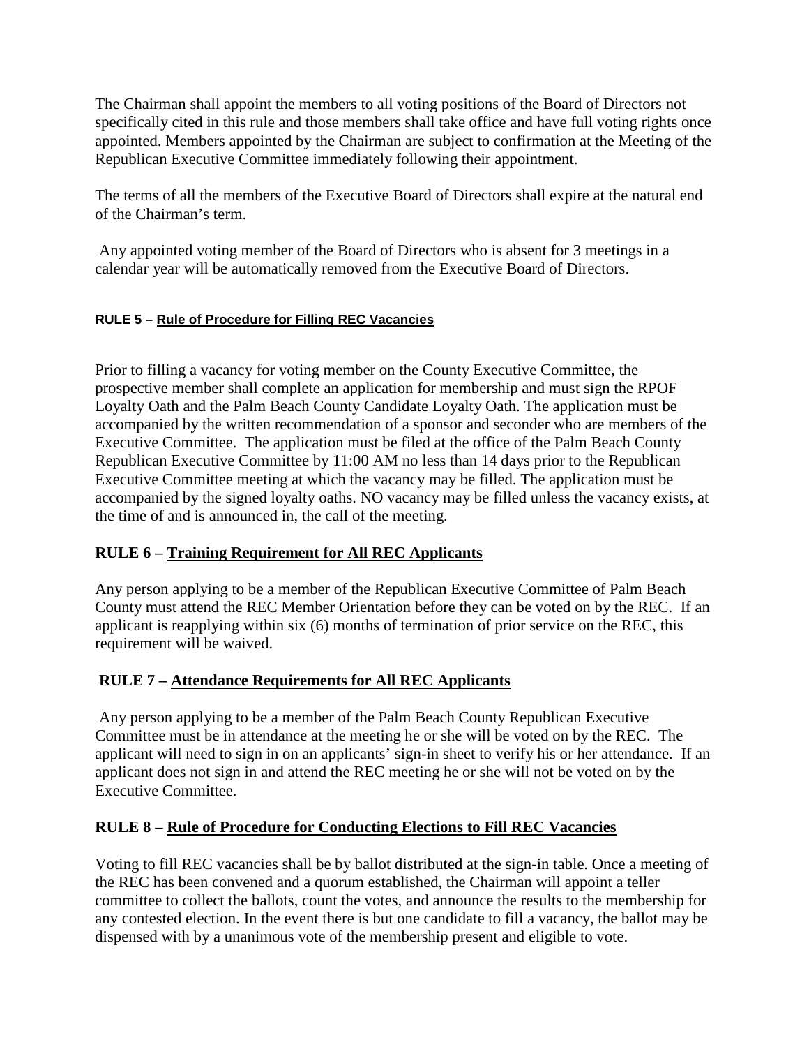The Chairman shall appoint the members to all voting positions of the Board of Directors not specifically cited in this rule and those members shall take office and have full voting rights once appointed. Members appointed by the Chairman are subject to confirmation at the Meeting of the Republican Executive Committee immediately following their appointment.

The terms of all the members of the Executive Board of Directors shall expire at the natural end of the Chairman's term.

Any appointed voting member of the Board of Directors who is absent for 3 meetings in a calendar year will be automatically removed from the Executive Board of Directors.

#### **RULE 5 – <u>Rule of Procedure for Filling REC Vacancies</u>**

Prior to filling a vacancy for voting member on the County Executive Committee, the prospective member shall complete an application for membership and must sign the RPOF Loyalty Oath and the Palm Beach County Candidate Loyalty Oath. The application must be accompanied by the written recommendation of a sponsor and seconder who are members of the Executive Committee. The application must be filed at the office of the Palm Beach County Republican Executive Committee by 11:00 AM no less than 14 days prior to the Republican Executive Committee meeting at which the vacancy may be filled. The application must be accompanied by the signed loyalty oaths. NO vacancy may be filled unless the vacancy exists, at the time of and is announced in, the call of the meeting.

### **RULE 6 – <u>Training Requirement for All REC Applicants</u>**

Any person applying to be a member of the Republican Executive Committee of Palm Beach County must attend the REC Member Orientation before they can be voted on by the REC. If an applicant is reapplying within six (6) months of termination of prior service on the REC, this requirement will be waived.

### **RULE 7 – <u>Attendance Requirements for All REC Applicants</u>**

Any person applying to be a member of the Palm Beach County Republican Executive Committee must be in attendance at the meeting he or she will be voted on by the REC. The applicant will need to sign in on an applicants' sign-in sheet to verify his or her attendance. If an applicant does not sign in and attend the REC meeting he or she will not be voted on by the Executive Committee.

### **RULE 8 – <u>Rule of Procedure for Conducting Elections to Fill REC Vacancies</u>**

Voting to fill REC vacancies shall be by ballot distributed at the sign-in table. Once a meeting of the REC has been convened and a quorum established, the Chairman will appoint a teller committee to collect the ballots, count the votes, and announce the results to the membership for any contested election. In the event there is but one candidate to fill a vacancy, the ballot may be dispensed with by a unanimous vote of the membership present and eligible to vote.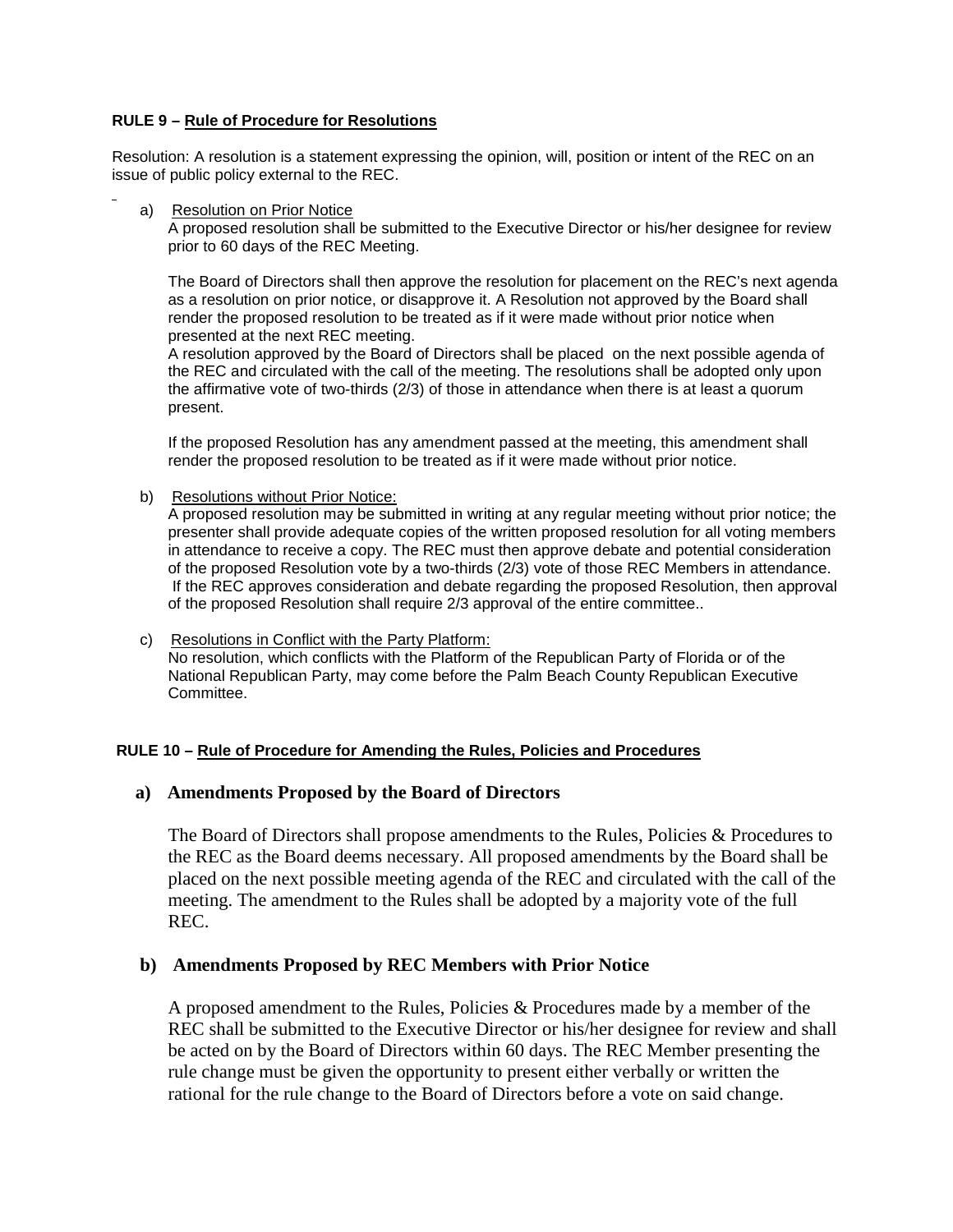**RULE 9 – Rule of Procedure for Resolutions**

Resolution: A resolution is a statement expressing the opinion, will, position or intent of the REC on an issue of public policy external to the REC.

a) Resolution on Prior Notice

A proposed resolution shall be submitted to the Executive Director or his/her designee for review prior to 60 days of the REC Meeting.

The Board of Directors shall then approve the resolution for placement on the REC's next agenda as a resolution on prior notice, or disapprove it. A Resolution not approved by the Board shall render the proposed resolution to be treated as if it were made without prior notice when presented at the next REC meeting.

A resolution approved by the Board of Directors shall be placed on the next possible agenda of the REC and circulated with the call of the meeting. The resolutions shall be adopted only upon the affirmative vote of two-thirds (2/3) of those in attendance when there is at least a quorum present.

If the proposed Resolution has any amendment passed at the meeting, this amendment shall render the proposed resolution to be treated as if it were made without prior notice.

b) Resolutions without Prior Notice:

A proposed resolution may be submitted in writing at any regular meeting without prior notice; the presenter shall provide adequate copies of the written proposed resolution for all voting members in attendance to receive a copy. The REC must then approve debate and potential consideration of the proposed Resolution vote by a two-thirds (2/3) vote of those REC Members in attendance. If the REC approves consideration and debate regarding the proposed Resolution, then approval of the proposed Resolution shall require 2/3 approval of the entire committee..

c) Resolutions in Conflict with the Party Platform:

No resolution, which conflicts with the Platform of the Republican Party of Florida or of the National Republican Party, may come before the Palm Beach County Republican Executive Committee.

**RULE 10 – Rule of Procedure for Amending the Rules, Policies and Procedures**

**a) Amendments Proposed by the Board of Directors**

The Board of Directors shall propose amendments to the Rules, Policies & Procedures to the REC as the Board deems necessary. All proposed amendments by the Board shall be placed on the next possible meeting agenda of the REC and circulated with the call of the meeting. The amendment to the Rules shall be adopted by a majority vote of the full REC.

**b) Amendments Proposed by REC Members with Prior Notice**

A proposed amendment to the Rules, Policies & Procedures made by a member of the REC shall be submitted to the Executive Director or his/her designee for review and shall be acted on by the Board of Directors within 60 days. The REC Member presenting the rule change must be given the opportunity to present either verbally or written the rational for the rule change to the Board of Directors before a vote on said change.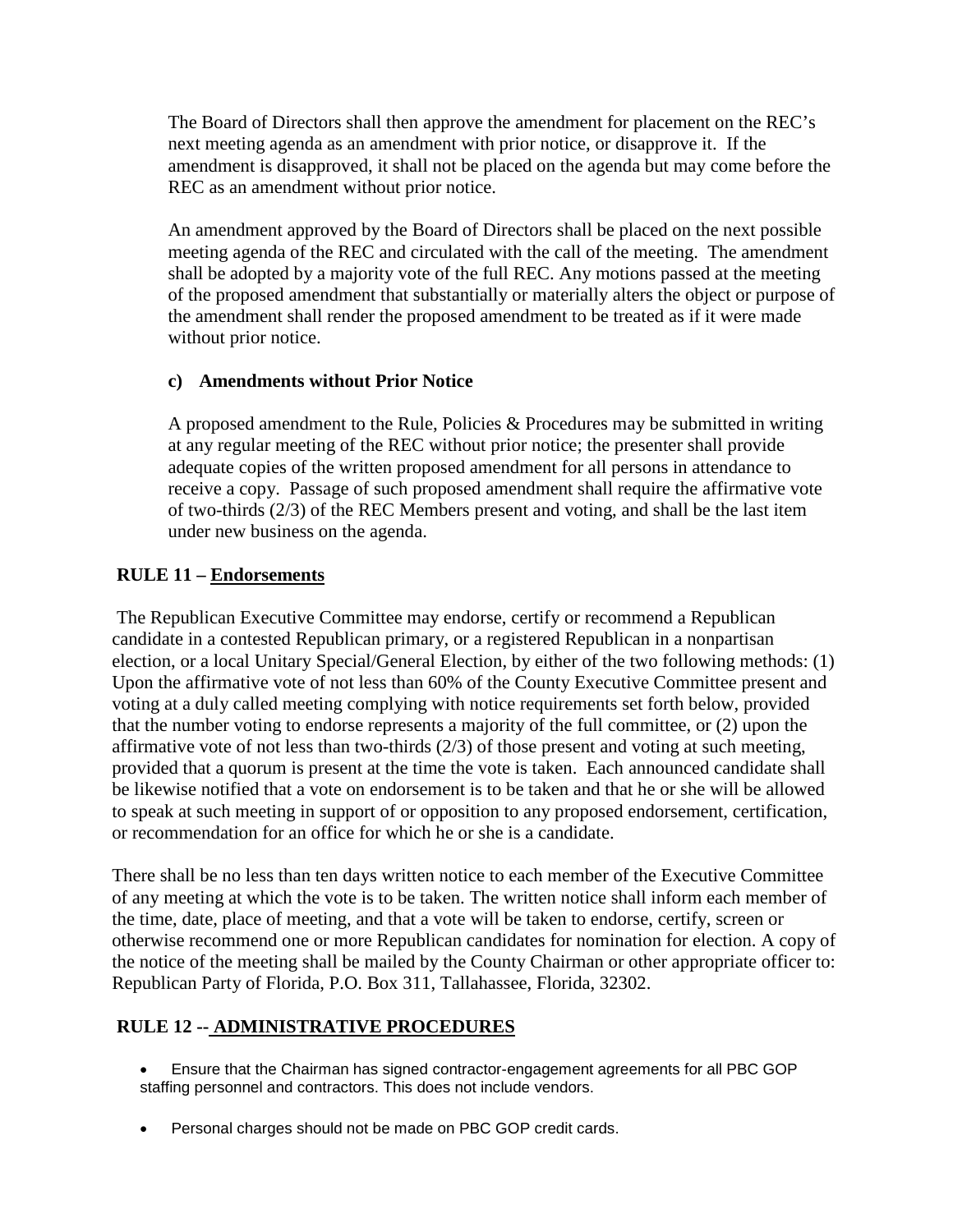The Board of Directors shall then approve the amendment for placement on the REC's next meeting agenda as an amendment with prior notice, or disapprove it. If the amendment is disapproved, it shall not be placed on the agenda but may come before the REC as an amendment without prior notice.

An amendment approved by the Board of Directors shall be placed on the next possible meeting agenda of the REC and circulated with the call of the meeting. The amendment shall be adopted by a majority vote of the full REC. Any motions passed at the meeting of the proposed amendment that substantially or materially alters the object or purpose of the amendment shall render the proposed amendment to be treated as if it were made without prior notice.

**c) Amendments without Prior Notice**

A proposed amendment to the Rule, Policies & Procedures may be submitted in writing at any regular meeting of the REC without prior notice; the presenter shall provide adequate copies of the written proposed amendment for all persons in attendance to receive a copy. Passage of such proposed amendment shall require the affirmative vote of two-thirds (2/3) of the REC Members present and voting, and shall be the last item under new business on the agenda.

## RULE 11 – Endorsements

The Republican Executive Committee may endorse, certify or recommend a Republican candidate in a contested Republican primary, or a registered Republican in a nonpartisan election, or a local Unitary Special/General Election, by either of the two following methods: (1) Upon the affirmative vote of not less than 60% of the County Executive Committee present and voting at a duly called meeting complying with notice requirements set forth below, provided that the number voting to endorse represents a majority of the full committee, or (2) upon the affirmative vote of not less than two-thirds (2/3) of those present and voting at such meeting, provided that a quorum is present at the time the vote is taken. Each announced candidate shall be likewise notified that a vote on endorsement is to be taken and that he or she will be allowed to speak at such meeting in support of or opposition to any proposed endorsement, certification, or recommendation for an office for which he or she is a candidate.

There shall be no less than ten days written notice to each member of the Executive Committee of any meeting at which the vote is to be taken. The written notice shall inform each member of the time, date, place of meeting, and that a vote will be taken to endorse, certify, screen or otherwise recommend one or more Republican candidates for nomination for election. A copy of the notice of the meeting shall be mailed by the County Chairman or other appropriate officer to: Republican Party of Florida, P.O. Box 311, Tallahassee, Florida, 32302.

## RULE 12 -- ADMINISTRATIVE PROCEDURES

- Ensure that the Chairman has signed contractor-engagement agreements for all PBC GOP staffing personnel and contractors. This does not include vendors.
- Personal charges should not be made on PBC GOP credit cards.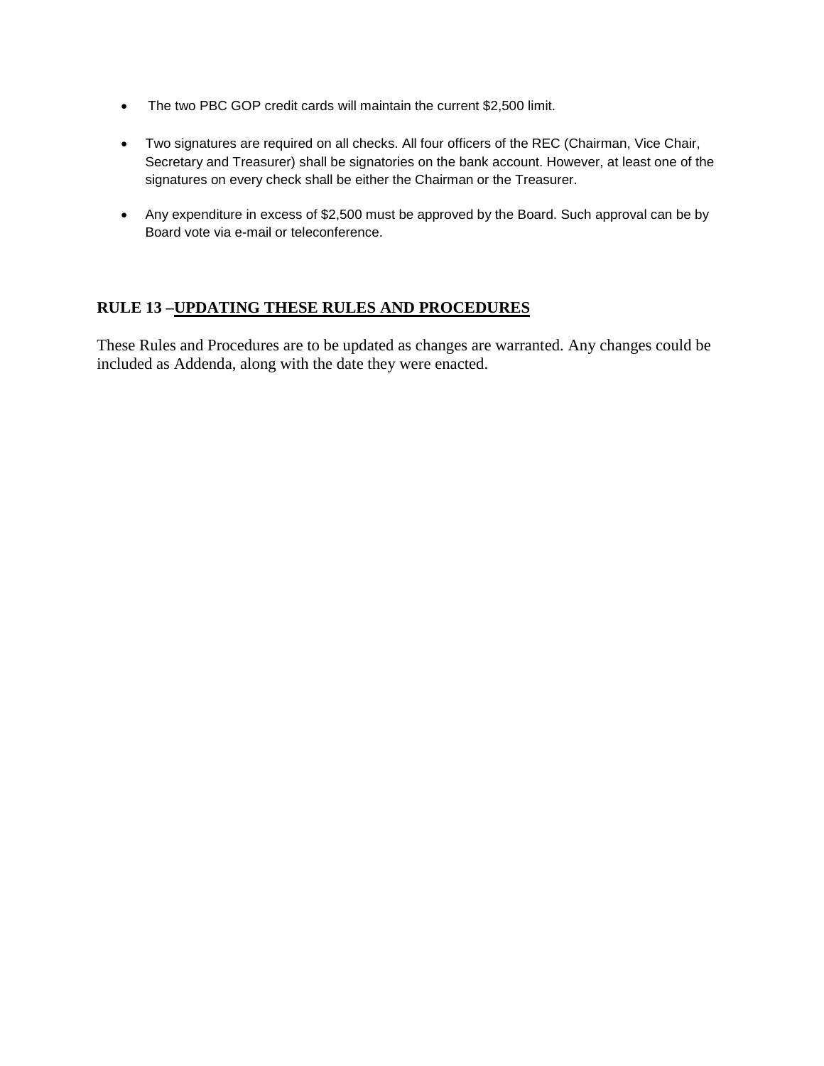- The two PBC GOP credit cards will maintain the current $2,500 limit.
- Two signatures are required on all checks. All four officers of the REC (Chairman, Vice Chair, Secretary and Treasurer) shall be signatories on the bank account. However, at least one of the signatures on every check shall be either the Chairman or the Treasurer.
- Any expenditure in excess of $2,500 must be approved by the Board. Such approval can be by Board vote via e-mail or teleconference.

## RULE 13 –<u>UPDATING THESE RULES AND PROCEDURES</u>

These Rules and Procedures are to be updated as changes are warranted. Any changes could be included as Addenda, along with the date they were enacted.